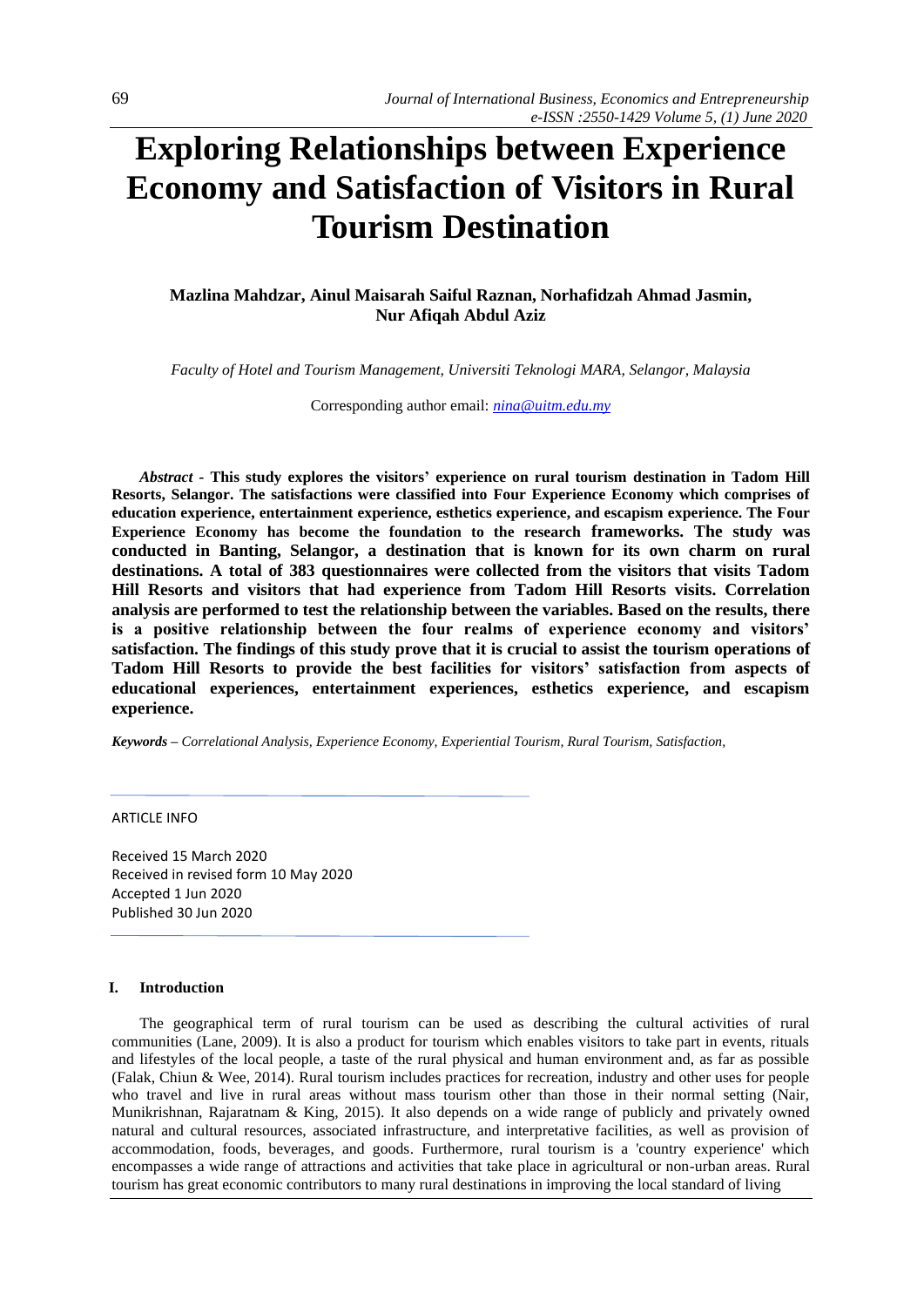# Exploring Relationships between Experience Economy and Satisfaction of Visitors in Rural Tourism Destination

**Mazlina Mahdzar, Ainul Maisarah Saiful Raznan, Norhafidzah Ahmad Jasmin, Nur Afiqah Abdul Aziz**

*Faculty of Hotel and Tourism Management, Universiti Teknologi MARA, Selangor, Malaysia*

Corresponding author email: *nina@uitm.edu.my*

***Abstract*** **- This study explores the visitors' experience on rural tourism destination in Tadom Hill Resorts, Selangor. The satisfactions were classified into Four Experience Economy which comprises of education experience, entertainment experience, esthetics experience, and escapism experience. The Four Experience Economy has become the foundation to the research frameworks. The study was conducted in Banting, Selangor, a destination that is known for its own charm on rural destinations. A total of 383 questionnaires were collected from the visitors that visits Tadom Hill Resorts and visitors that had experience from Tadom Hill Resorts visits. Correlation analysis are performed to test the relationship between the variables. Based on the results, there is a positive relationship between the four realms of experience economy and visitors' satisfaction. The findings of this study prove that it is crucial to assist the tourism operations of Tadom Hill Resorts to provide the best facilities for visitors' satisfaction from aspects of educational experiences, entertainment experiences, esthetics experience, and escapism experience.**

***Keywords** – Correlational Analysis, Experience Economy, Experiential Tourism, Rural Tourism, Satisfaction,*

ARTICLE INFO

Received 15 March 2020
Received in revised form 10 May 2020
Accepted 1 Jun 2020
Published 30 Jun 2020

## I. Introduction

The geographical term of rural tourism can be used as describing the cultural activities of rural communities (Lane, 2009). It is also a product for tourism which enables visitors to take part in events, rituals and lifestyles of the local people, a taste of the rural physical and human environment and, as far as possible (Falak, Chiun & Wee, 2014). Rural tourism includes practices for recreation, industry and other uses for people who travel and live in rural areas without mass tourism other than those in their normal setting (Nair, Munikrishnan, Rajaratnam & King, 2015). It also depends on a wide range of publicly and privately owned natural and cultural resources, associated infrastructure, and interpretative facilities, as well as provision of accommodation, foods, beverages, and goods. Furthermore, rural tourism is a 'country experience' which encompasses a wide range of attractions and activities that take place in agricultural or non-urban areas. Rural tourism has great economic contributors to many rural destinations in improving the local standard of living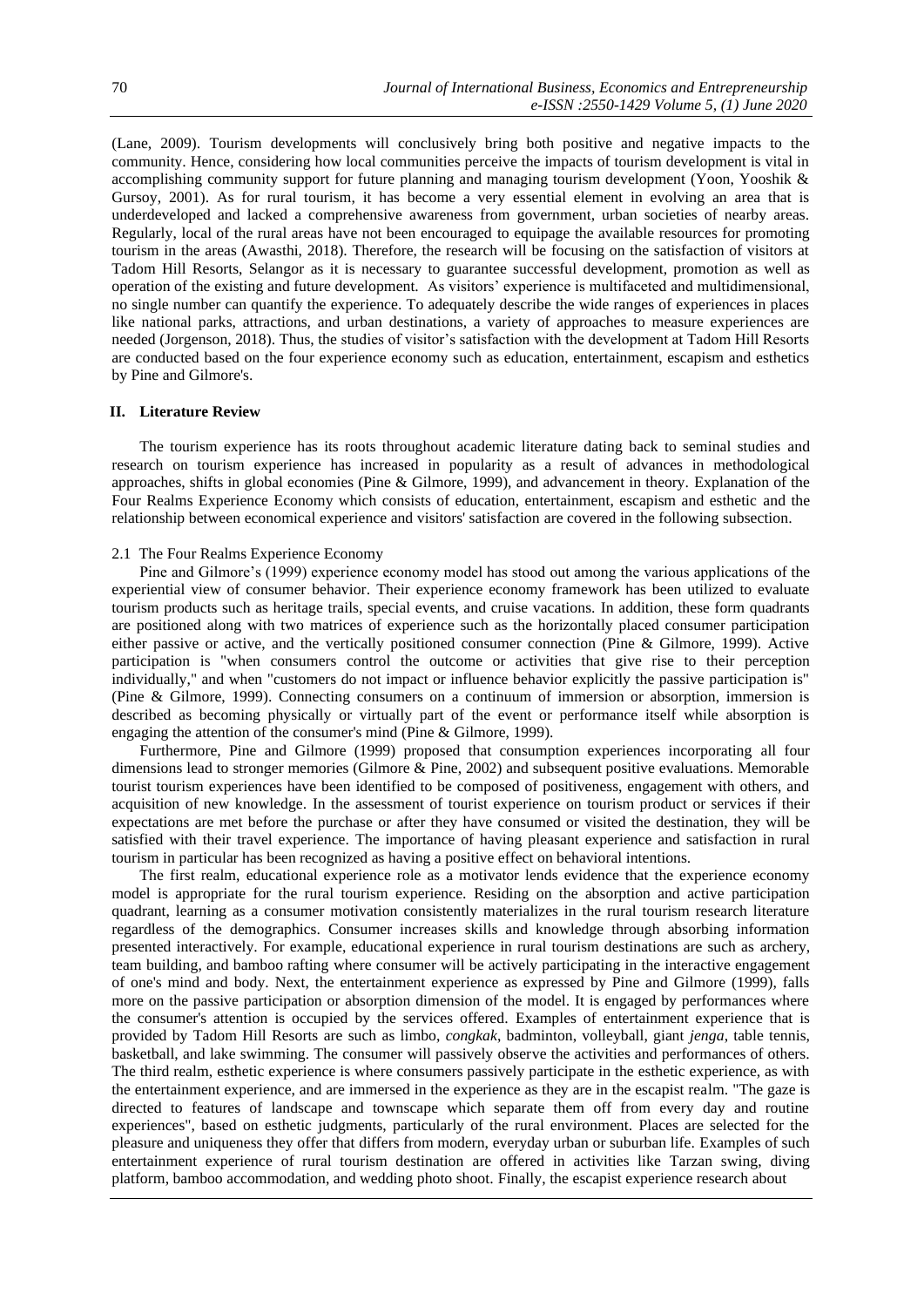(Lane, 2009). Tourism developments will conclusively bring both positive and negative impacts to the community. Hence, considering how local communities perceive the impacts of tourism development is vital in accomplishing community support for future planning and managing tourism development (Yoon, Yooshik & Gursoy, 2001). As for rural tourism, it has become a very essential element in evolving an area that is underdeveloped and lacked a comprehensive awareness from government, urban societies of nearby areas. Regularly, local of the rural areas have not been encouraged to equipage the available resources for promoting tourism in the areas (Awasthi, 2018). Therefore, the research will be focusing on the satisfaction of visitors at Tadom Hill Resorts, Selangor as it is necessary to guarantee successful development, promotion as well as operation of the existing and future development. As visitors' experience is multifaceted and multidimensional, no single number can quantify the experience. To adequately describe the wide ranges of experiences in places like national parks, attractions, and urban destinations, a variety of approaches to measure experiences are needed (Jorgenson, 2018). Thus, the studies of visitor's satisfaction with the development at Tadom Hill Resorts are conducted based on the four experience economy such as education, entertainment, escapism and esthetics by Pine and Gilmore's.

## II. Literature Review

The tourism experience has its roots throughout academic literature dating back to seminal studies and research on tourism experience has increased in popularity as a result of advances in methodological approaches, shifts in global economies (Pine & Gilmore, 1999), and advancement in theory. Explanation of the Four Realms Experience Economy which consists of education, entertainment, escapism and esthetic and the relationship between economical experience and visitors' satisfaction are covered in the following subsection.

### 2.1 The Four Realms Experience Economy

Pine and Gilmore's (1999) experience economy model has stood out among the various applications of the experiential view of consumer behavior. Their experience economy framework has been utilized to evaluate tourism products such as heritage trails, special events, and cruise vacations. In addition, these form quadrants are positioned along with two matrices of experience such as the horizontally placed consumer participation either passive or active, and the vertically positioned consumer connection (Pine & Gilmore, 1999). Active participation is "when consumers control the outcome or activities that give rise to their perception individually," and when "customers do not impact or influence behavior explicitly the passive participation is" (Pine & Gilmore, 1999). Connecting consumers on a continuum of immersion or absorption, immersion is described as becoming physically or virtually part of the event or performance itself while absorption is engaging the attention of the consumer's mind (Pine & Gilmore, 1999).

Furthermore, Pine and Gilmore (1999) proposed that consumption experiences incorporating all four dimensions lead to stronger memories (Gilmore & Pine, 2002) and subsequent positive evaluations. Memorable tourist tourism experiences have been identified to be composed of positiveness, engagement with others, and acquisition of new knowledge. In the assessment of tourist experience on tourism product or services if their expectations are met before the purchase or after they have consumed or visited the destination, they will be satisfied with their travel experience. The importance of having pleasant experience and satisfaction in rural tourism in particular has been recognized as having a positive effect on behavioral intentions.

The first realm, educational experience role as a motivator lends evidence that the experience economy model is appropriate for the rural tourism experience. Residing on the absorption and active participation quadrant, learning as a consumer motivation consistently materializes in the rural tourism research literature regardless of the demographics. Consumer increases skills and knowledge through absorbing information presented interactively. For example, educational experience in rural tourism destinations are such as archery, team building, and bamboo rafting where consumer will be actively participating in the interactive engagement of one's mind and body. Next, the entertainment experience as expressed by Pine and Gilmore (1999), falls more on the passive participation or absorption dimension of the model. It is engaged by performances where the consumer's attention is occupied by the services offered. Examples of entertainment experience that is provided by Tadom Hill Resorts are such as limbo, *congkak*, badminton, volleyball, giant *jenga*, table tennis, basketball, and lake swimming. The consumer will passively observe the activities and performances of others. The third realm, esthetic experience is where consumers passively participate in the esthetic experience, as with the entertainment experience, and are immersed in the experience as they are in the escapist realm. "The gaze is directed to features of landscape and townscape which separate them off from every day and routine experiences", based on esthetic judgments, particularly of the rural environment. Places are selected for the pleasure and uniqueness they offer that differs from modern, everyday urban or suburban life. Examples of such entertainment experience of rural tourism destination are offered in activities like Tarzan swing, diving platform, bamboo accommodation, and wedding photo shoot. Finally, the escapist experience research about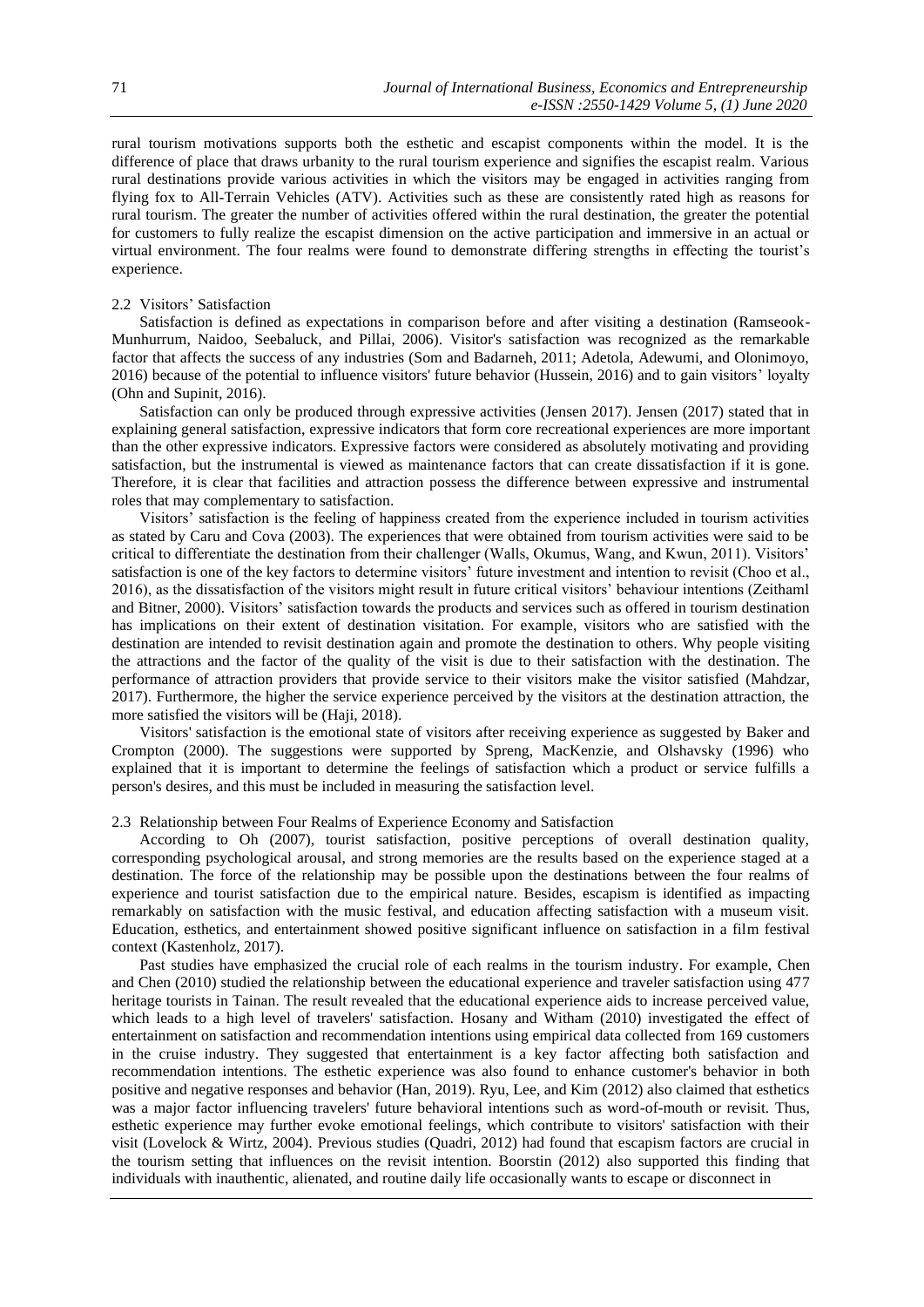rural tourism motivations supports both the esthetic and escapist components within the model. It is the difference of place that draws urbanity to the rural tourism experience and signifies the escapist realm. Various rural destinations provide various activities in which the visitors may be engaged in activities ranging from flying fox to All-Terrain Vehicles (ATV). Activities such as these are consistently rated high as reasons for rural tourism. The greater the number of activities offered within the rural destination, the greater the potential for customers to fully realize the escapist dimension on the active participation and immersive in an actual or virtual environment. The four realms were found to demonstrate differing strengths in effecting the tourist's experience.

### 2.2 Visitors' Satisfaction

Satisfaction is defined as expectations in comparison before and after visiting a destination (Ramseook-Munhurrum, Naidoo, Seebaluck, and Pillai, 2006). Visitor's satisfaction was recognized as the remarkable factor that affects the success of any industries (Som and Badarneh, 2011; Adetola, Adewumi, and Olonimoyo, 2016) because of the potential to influence visitors' future behavior (Hussein, 2016) and to gain visitors' loyalty (Ohn and Supinit, 2016).

Satisfaction can only be produced through expressive activities (Jensen 2017). Jensen (2017) stated that in explaining general satisfaction, expressive indicators that form core recreational experiences are more important than the other expressive indicators. Expressive factors were considered as absolutely motivating and providing satisfaction, but the instrumental is viewed as maintenance factors that can create dissatisfaction if it is gone. Therefore, it is clear that facilities and attraction possess the difference between expressive and instrumental roles that may complementary to satisfaction.

Visitors' satisfaction is the feeling of happiness created from the experience included in tourism activities as stated by Caru and Cova (2003). The experiences that were obtained from tourism activities were said to be critical to differentiate the destination from their challenger (Walls, Okumus, Wang, and Kwun, 2011). Visitors' satisfaction is one of the key factors to determine visitors' future investment and intention to revisit (Choo et al., 2016), as the dissatisfaction of the visitors might result in future critical visitors' behaviour intentions (Zeithaml and Bitner, 2000). Visitors' satisfaction towards the products and services such as offered in tourism destination has implications on their extent of destination visitation. For example, visitors who are satisfied with the destination are intended to revisit destination again and promote the destination to others. Why people visiting the attractions and the factor of the quality of the visit is due to their satisfaction with the destination. The performance of attraction providers that provide service to their visitors make the visitor satisfied (Mahdzar, 2017). Furthermore, the higher the service experience perceived by the visitors at the destination attraction, the more satisfied the visitors will be (Haji, 2018).

Visitors' satisfaction is the emotional state of visitors after receiving experience as suggested by Baker and Crompton (2000). The suggestions were supported by Spreng, MacKenzie, and Olshavsky (1996) who explained that it is important to determine the feelings of satisfaction which a product or service fulfills a person's desires, and this must be included in measuring the satisfaction level.

### 2.3 Relationship between Four Realms of Experience Economy and Satisfaction

According to Oh (2007), tourist satisfaction, positive perceptions of overall destination quality, corresponding psychological arousal, and strong memories are the results based on the experience staged at a destination. The force of the relationship may be possible upon the destinations between the four realms of experience and tourist satisfaction due to the empirical nature. Besides, escapism is identified as impacting remarkably on satisfaction with the music festival, and education affecting satisfaction with a museum visit. Education, esthetics, and entertainment showed positive significant influence on satisfaction in a film festival context (Kastenholz, 2017).

Past studies have emphasized the crucial role of each realms in the tourism industry. For example, Chen and Chen (2010) studied the relationship between the educational experience and traveler satisfaction using 477 heritage tourists in Tainan. The result revealed that the educational experience aids to increase perceived value, which leads to a high level of travelers' satisfaction. Hosany and Witham (2010) investigated the effect of entertainment on satisfaction and recommendation intentions using empirical data collected from 169 customers in the cruise industry. They suggested that entertainment is a key factor affecting both satisfaction and recommendation intentions. The esthetic experience was also found to enhance customer's behavior in both positive and negative responses and behavior (Han, 2019). Ryu, Lee, and Kim (2012) also claimed that esthetics was a major factor influencing travelers' future behavioral intentions such as word-of-mouth or revisit. Thus, esthetic experience may further evoke emotional feelings, which contribute to visitors' satisfaction with their visit (Lovelock & Wirtz, 2004). Previous studies (Quadri, 2012) had found that escapism factors are crucial in the tourism setting that influences on the revisit intention. Boorstin (2012) also supported this finding that individuals with inauthentic, alienated, and routine daily life occasionally wants to escape or disconnect in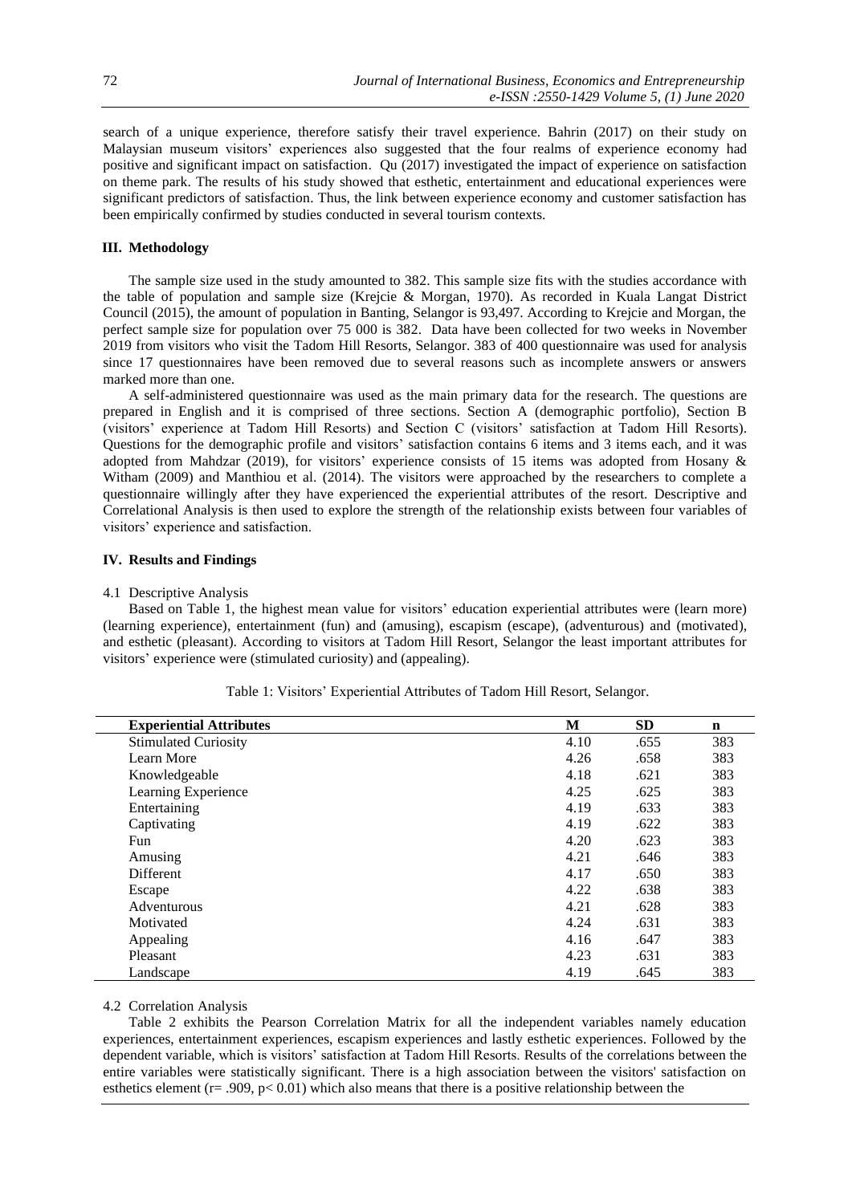search of a unique experience, therefore satisfy their travel experience. Bahrin (2017) on their study on Malaysian museum visitors' experiences also suggested that the four realms of experience economy had positive and significant impact on satisfaction. Qu (2017) investigated the impact of experience on satisfaction on theme park. The results of his study showed that esthetic, entertainment and educational experiences were significant predictors of satisfaction. Thus, the link between experience economy and customer satisfaction has been empirically confirmed by studies conducted in several tourism contexts.

## III. Methodology

The sample size used in the study amounted to 382. This sample size fits with the studies accordance with the table of population and sample size (Krejcie & Morgan, 1970). As recorded in Kuala Langat District Council (2015), the amount of population in Banting, Selangor is 93,497. According to Krejcie and Morgan, the perfect sample size for population over 75 000 is 382. Data have been collected for two weeks in November 2019 from visitors who visit the Tadom Hill Resorts, Selangor. 383 of 400 questionnaire was used for analysis since 17 questionnaires have been removed due to several reasons such as incomplete answers or answers marked more than one.

A self-administered questionnaire was used as the main primary data for the research. The questions are prepared in English and it is comprised of three sections. Section A (demographic portfolio), Section B (visitors' experience at Tadom Hill Resorts) and Section C (visitors' satisfaction at Tadom Hill Resorts). Questions for the demographic profile and visitors' satisfaction contains 6 items and 3 items each, and it was adopted from Mahdzar (2019), for visitors' experience consists of 15 items was adopted from Hosany & Witham (2009) and Manthiou et al. (2014). The visitors were approached by the researchers to complete a questionnaire willingly after they have experienced the experiential attributes of the resort. Descriptive and Correlational Analysis is then used to explore the strength of the relationship exists between four variables of visitors' experience and satisfaction.

## IV. Results and Findings

### 4.1 Descriptive Analysis

Based on Table 1, the highest mean value for visitors' education experiential attributes were (learn more) (learning experience), entertainment (fun) and (amusing), escapism (escape), (adventurous) and (motivated), and esthetic (pleasant). According to visitors at Tadom Hill Resort, Selangor the least important attributes for visitors' experience were (stimulated curiosity) and (appealing).

Table 1: Visitors' Experiential Attributes of Tadom Hill Resort, Selangor.

| Experiential Attributes | M | SD | n |
|---|---|---|---|
| Stimulated Curiosity | 4.10 | .655 | 383 |
| Learn More | 4.26 | .658 | 383 |
| Knowledgeable | 4.18 | .621 | 383 |
| Learning Experience | 4.25 | .625 | 383 |
| Entertaining | 4.19 | .633 | 383 |
| Captivating | 4.19 | .622 | 383 |
| Fun | 4.20 | .623 | 383 |
| Amusing | 4.21 | .646 | 383 |
| Different | 4.17 | .650 | 383 |
| Escape | 4.22 | .638 | 383 |
| Adventurous | 4.21 | .628 | 383 |
| Motivated | 4.24 | .631 | 383 |
| Appealing | 4.16 | .647 | 383 |
| Pleasant | 4.23 | .631 | 383 |
| Landscape | 4.19 | .645 | 383 |

### 4.2 Correlation Analysis

Table 2 exhibits the Pearson Correlation Matrix for all the independent variables namely education experiences, entertainment experiences, escapism experiences and lastly esthetic experiences. Followed by the dependent variable, which is visitors' satisfaction at Tadom Hill Resorts. Results of the correlations between the entire variables were statistically significant. There is a high association between the visitors' satisfaction on esthetics element ($r= .909$, $p< 0.01$) which also means that there is a positive relationship between the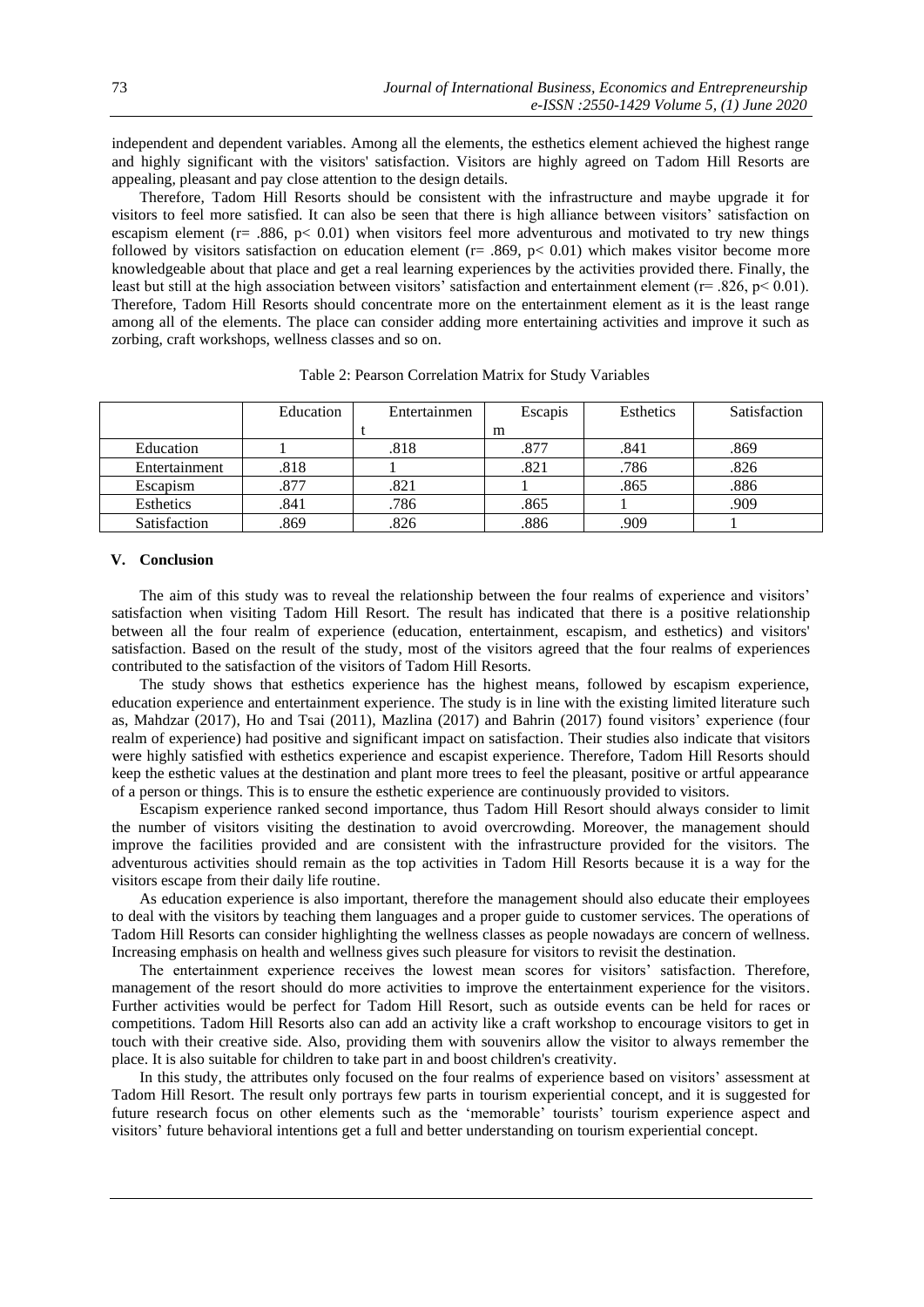independent and dependent variables. Among all the elements, the esthetics element achieved the highest range and highly significant with the visitors' satisfaction. Visitors are highly agreed on Tadom Hill Resorts are appealing, pleasant and pay close attention to the design details.

Therefore, Tadom Hill Resorts should be consistent with the infrastructure and maybe upgrade it for visitors to feel more satisfied. It can also be seen that there is high alliance between visitors' satisfaction on escapism element ($r = .886$, $p < 0.01$) when visitors feel more adventurous and motivated to try new things followed by visitors satisfaction on education element ($r = .869$, $p < 0.01$) which makes visitor become more knowledgeable about that place and get a real learning experiences by the activities provided there. Finally, the least but still at the high association between visitors' satisfaction and entertainment element ($r = .826$, $p < 0.01$). Therefore, Tadom Hill Resorts should concentrate more on the entertainment element as it is the least range among all of the elements. The place can consider adding more entertaining activities and improve it such as zorbing, craft workshops, wellness classes and so on.

Table 2: Pearson Correlation Matrix for Study Variables

| | Education | Entertainment | Escapism | Esthetics | Satisfaction |
|---|---|---|---|---|---|
| Education | 1 | .818 | .877 | .841 | .869 |
| Entertainment | .818 | 1 | .821 | .786 | .826 |
| Escapism | .877 | .821 | 1 | .865 | .886 |
| Esthetics | .841 | .786 | .865 | 1 | .909 |
| Satisfaction | .869 | .826 | .886 | .909 | 1 |

## V. Conclusion

The aim of this study was to reveal the relationship between the four realms of experience and visitors' satisfaction when visiting Tadom Hill Resort. The result has indicated that there is a positive relationship between all the four realm of experience (education, entertainment, escapism, and esthetics) and visitors' satisfaction. Based on the result of the study, most of the visitors agreed that the four realms of experiences contributed to the satisfaction of the visitors of Tadom Hill Resorts.

The study shows that esthetics experience has the highest means, followed by escapism experience, education experience and entertainment experience. The study is in line with the existing limited literature such as, Mahdzar (2017), Ho and Tsai (2011), Mazlina (2017) and Bahrin (2017) found visitors' experience (four realm of experience) had positive and significant impact on satisfaction. Their studies also indicate that visitors were highly satisfied with esthetics experience and escapist experience. Therefore, Tadom Hill Resorts should keep the esthetic values at the destination and plant more trees to feel the pleasant, positive or artful appearance of a person or things. This is to ensure the esthetic experience are continuously provided to visitors.

Escapism experience ranked second importance, thus Tadom Hill Resort should always consider to limit the number of visitors visiting the destination to avoid overcrowding. Moreover, the management should improve the facilities provided and are consistent with the infrastructure provided for the visitors. The adventurous activities should remain as the top activities in Tadom Hill Resorts because it is a way for the visitors escape from their daily life routine.

As education experience is also important, therefore the management should also educate their employees to deal with the visitors by teaching them languages and a proper guide to customer services. The operations of Tadom Hill Resorts can consider highlighting the wellness classes as people nowadays are concern of wellness. Increasing emphasis on health and wellness gives such pleasure for visitors to revisit the destination.

The entertainment experience receives the lowest mean scores for visitors' satisfaction. Therefore, management of the resort should do more activities to improve the entertainment experience for the visitors. Further activities would be perfect for Tadom Hill Resort, such as outside events can be held for races or competitions. Tadom Hill Resorts also can add an activity like a craft workshop to encourage visitors to get in touch with their creative side. Also, providing them with souvenirs allow the visitor to always remember the place. It is also suitable for children to take part in and boost children's creativity.

In this study, the attributes only focused on the four realms of experience based on visitors' assessment at Tadom Hill Resort. The result only portrays few parts in tourism experiential concept, and it is suggested for future research focus on other elements such as the 'memorable' tourists' tourism experience aspect and visitors' future behavioral intentions get a full and better understanding on tourism experiential concept.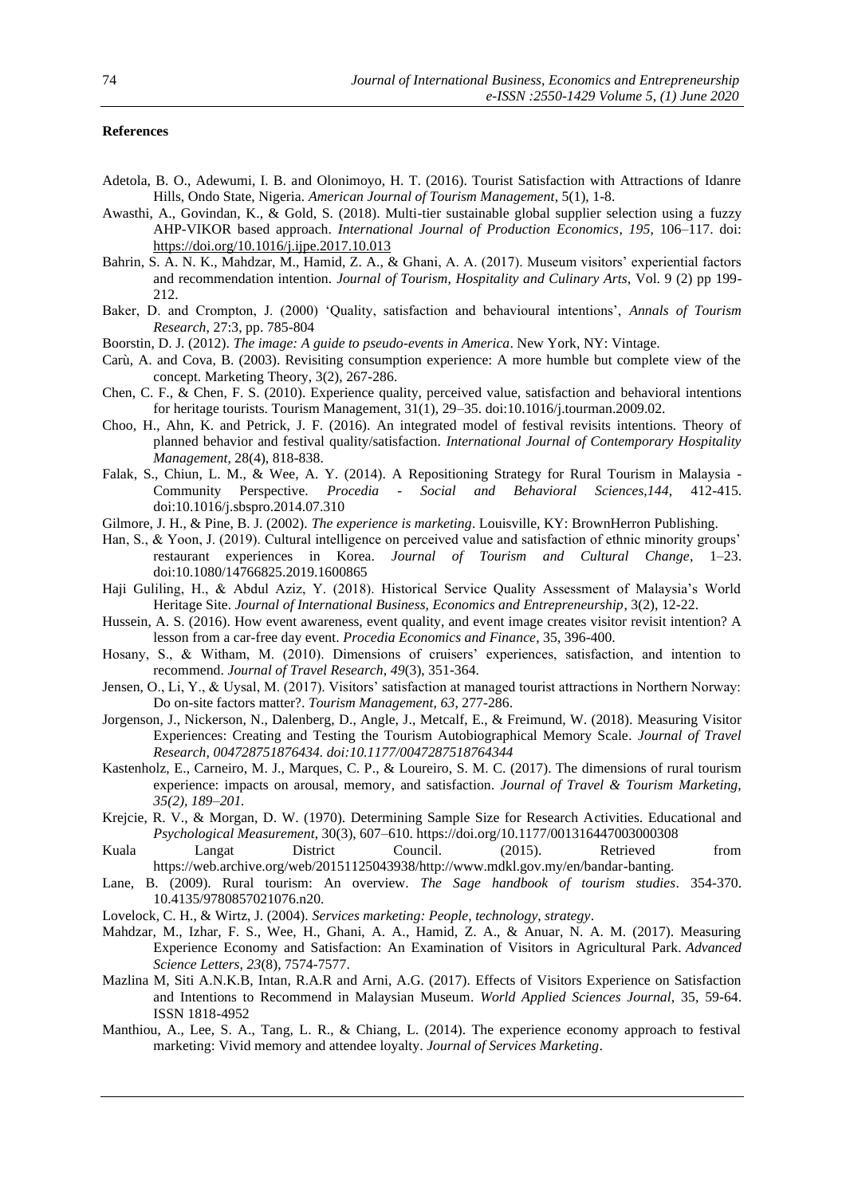**References**

Adetola, B. O., Adewumi, I. B. and Olonimoyo, H. T. (2016). Tourist Satisfaction with Attractions of Idanre Hills, Ondo State, Nigeria. *American Journal of Tourism Management*, 5(1), 1-8.

Awasthi, A., Govindan, K., & Gold, S. (2018). Multi-tier sustainable global supplier selection using a fuzzy AHP-VIKOR based approach. *International Journal of Production Economics*, *195*, 106–117. doi: https://doi.org/10.1016/j.ijpe.2017.10.013

Bahrin, S. A. N. K., Mahdzar, M., Hamid, Z. A., & Ghani, A. A. (2017). Museum visitors' experiential factors and recommendation intention. *Journal of Tourism, Hospitality and Culinary Arts*, Vol. 9 (2) pp 199-212.

Baker, D. and Crompton, J. (2000) 'Quality, satisfaction and behavioural intentions', *Annals of Tourism Research*, 27:3, pp. 785-804

Boorstin, D. J. (2012). *The image: A guide to pseudo-events in America*. New York, NY: Vintage.

Carù, A. and Cova, B. (2003). Revisiting consumption experience: A more humble but complete view of the concept. Marketing Theory, 3(2), 267-286.

Chen, C. F., & Chen, F. S. (2010). Experience quality, perceived value, satisfaction and behavioral intentions for heritage tourists. Tourism Management, 31(1), 29–35. doi:10.1016/j.tourman.2009.02.

Choo, H., Ahn, K. and Petrick, J. F. (2016). An integrated model of festival revisits intentions. Theory of planned behavior and festival quality/satisfaction. *International Journal of Contemporary Hospitality Management*, 28(4), 818-838.

Falak, S., Chiun, L. M., & Wee, A. Y. (2014). A Repositioning Strategy for Rural Tourism in Malaysia - Community Perspective. *Procedia - Social and Behavioral Sciences,144*, 412-415. doi:10.1016/j.sbspro.2014.07.310

Gilmore, J. H., & Pine, B. J. (2002). *The experience is marketing*. Louisville, KY: BrownHerron Publishing.

Han, S., & Yoon, J. (2019). Cultural intelligence on perceived value and satisfaction of ethnic minority groups' restaurant experiences in Korea. *Journal of Tourism and Cultural Change*, 1–23. doi:10.1080/14766825.2019.1600865

Haji Guliling, H., & Abdul Aziz, Y. (2018). Historical Service Quality Assessment of Malaysia's World Heritage Site. *Journal of International Business, Economics and Entrepreneurship*, 3(2), 12-22.

Hussein, A. S. (2016). How event awareness, event quality, and event image creates visitor revisit intention? A lesson from a car-free day event. *Procedia Economics and Finance*, 35, 396-400.

Hosany, S., & Witham, M. (2010). Dimensions of cruisers' experiences, satisfaction, and intention to recommend. *Journal of Travel Research*, *49*(3), 351-364.

Jensen, O., Li, Y., & Uysal, M. (2017). Visitors' satisfaction at managed tourist attractions in Northern Norway: Do on-site factors matter?. *Tourism Management*, *63*, 277-286.

Jorgenson, J., Nickerson, N., Dalenberg, D., Angle, J., Metcalf, E., & Freimund, W. (2018). Measuring Visitor Experiences: Creating and Testing the Tourism Autobiographical Memory Scale. *Journal of Travel Research, 004728751876434. doi:10.1177/0047287518764344*

Kastenholz, E., Carneiro, M. J., Marques, C. P., & Loureiro, S. M. C. (2017). The dimensions of rural tourism experience: impacts on arousal, memory, and satisfaction. *Journal of Travel & Tourism Marketing, 35(2), 189–201.*

Krejcie, R. V., & Morgan, D. W. (1970). Determining Sample Size for Research Activities. Educational and *Psychological Measurement*, 30(3), 607–610. https://doi.org/10.1177/001316447003000308

Kuala Langat District Council. (2015). Retrieved from https://web.archive.org/web/20151125043938/http://www.mdkl.gov.my/en/bandar-banting.

Lane, B. (2009). Rural tourism: An overview. *The Sage handbook of tourism studies*. 354-370. 10.4135/9780857021076.n20.

Lovelock, C. H., & Wirtz, J. (2004). *Services marketing: People, technology, strategy*.

Mahdzar, M., Izhar, F. S., Wee, H., Ghani, A. A., Hamid, Z. A., & Anuar, N. A. M. (2017). Measuring Experience Economy and Satisfaction: An Examination of Visitors in Agricultural Park. *Advanced Science Letters*, *23*(8), 7574-7577.

Mazlina M, Siti A.N.K.B, Intan, R.A.R and Arni, A.G. (2017). Effects of Visitors Experience on Satisfaction and Intentions to Recommend in Malaysian Museum. *World Applied Sciences Journal*, 35, 59-64. ISSN 1818-4952

Manthiou, A., Lee, S. A., Tang, L. R., & Chiang, L. (2014). The experience economy approach to festival marketing: Vivid memory and attendee loyalty. *Journal of Services Marketing*.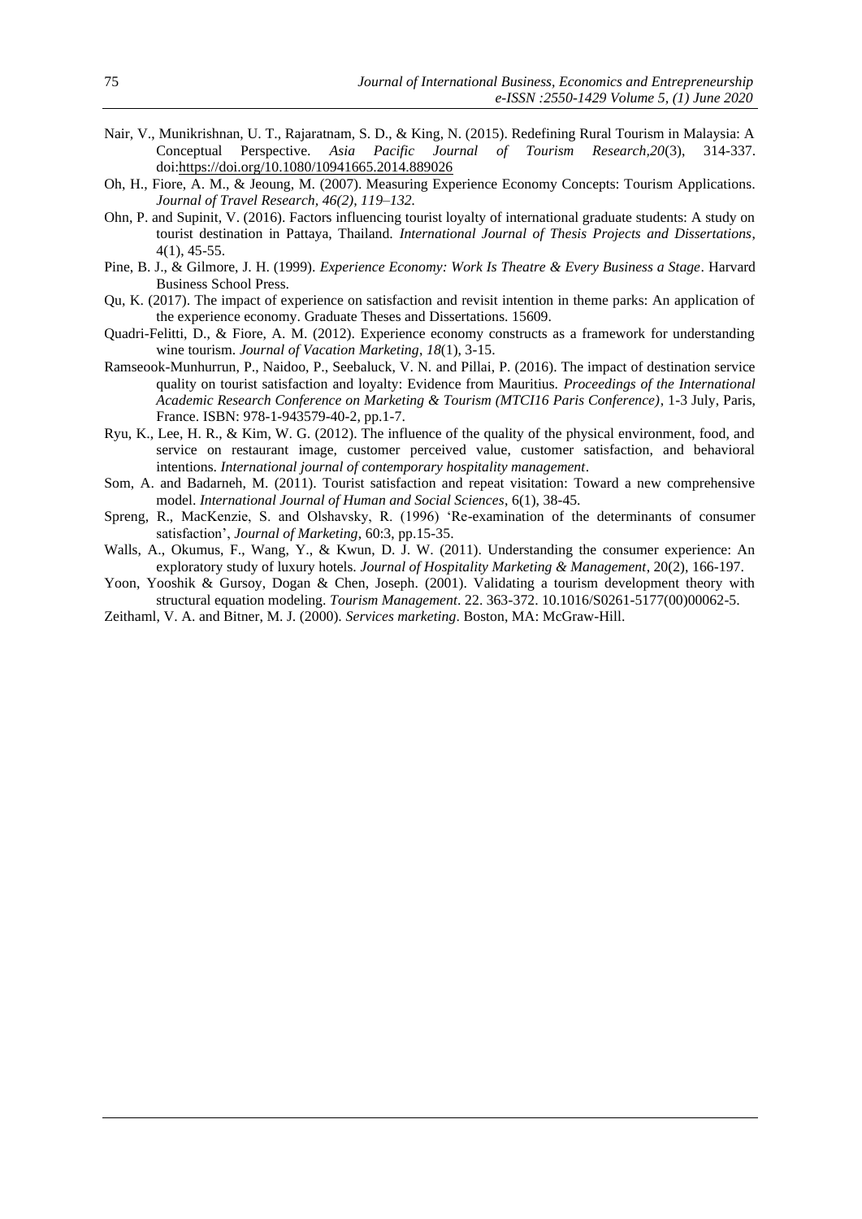Nair, V., Munikrishnan, U. T., Rajaratnam, S. D., & King, N. (2015). Redefining Rural Tourism in Malaysia: A Conceptual Perspective. *Asia Pacific Journal of Tourism Research,20*(3), 314-337. doi:https://doi.org/10.1080/10941665.2014.889026

Oh, H., Fiore, A. M., & Jeoung, M. (2007). Measuring Experience Economy Concepts: Tourism Applications. *Journal of Travel Research, 46(2), 119–132.*

Ohn, P. and Supinit, V. (2016). Factors influencing tourist loyalty of international graduate students: A study on tourist destination in Pattaya, Thailand. *International Journal of Thesis Projects and Dissertations*, 4(1), 45-55.

Pine, B. J., & Gilmore, J. H. (1999). *Experience Economy: Work Is Theatre & Every Business a Stage*. Harvard Business School Press.

Qu, K. (2017). The impact of experience on satisfaction and revisit intention in theme parks: An application of the experience economy. Graduate Theses and Dissertations. 15609.

Quadri-Felitti, D., & Fiore, A. M. (2012). Experience economy constructs as a framework for understanding wine tourism. *Journal of Vacation Marketing*, *18*(1), 3-15.

Ramseook-Munhurrun, P., Naidoo, P., Seebaluck, V. N. and Pillai, P. (2016). The impact of destination service quality on tourist satisfaction and loyalty: Evidence from Mauritius. *Proceedings of the International Academic Research Conference on Marketing & Tourism (MTCI16 Paris Conference)*, 1-3 July, Paris, France. ISBN: 978-1-943579-40-2, pp.1-7.

Ryu, K., Lee, H. R., & Kim, W. G. (2012). The influence of the quality of the physical environment, food, and service on restaurant image, customer perceived value, customer satisfaction, and behavioral intentions. *International journal of contemporary hospitality management*.

Som, A. and Badarneh, M. (2011). Tourist satisfaction and repeat visitation: Toward a new comprehensive model. *International Journal of Human and Social Sciences*, 6(1), 38-45.

Spreng, R., MacKenzie, S. and Olshavsky, R. (1996) 'Re-examination of the determinants of consumer satisfaction', *Journal of Marketing*, 60:3, pp.15-35.

Walls, A., Okumus, F., Wang, Y., & Kwun, D. J. W. (2011). Understanding the consumer experience: An exploratory study of luxury hotels. *Journal of Hospitality Marketing & Management*, 20(2), 166-197.

Yoon, Yooshik & Gursoy, Dogan & Chen, Joseph. (2001). Validating a tourism development theory with structural equation modeling. *Tourism Management*. 22. 363-372. 10.1016/S0261-5177(00)00062-5.

Zeithaml, V. A. and Bitner, M. J. (2000). *Services marketing*. Boston, MA: McGraw-Hill.